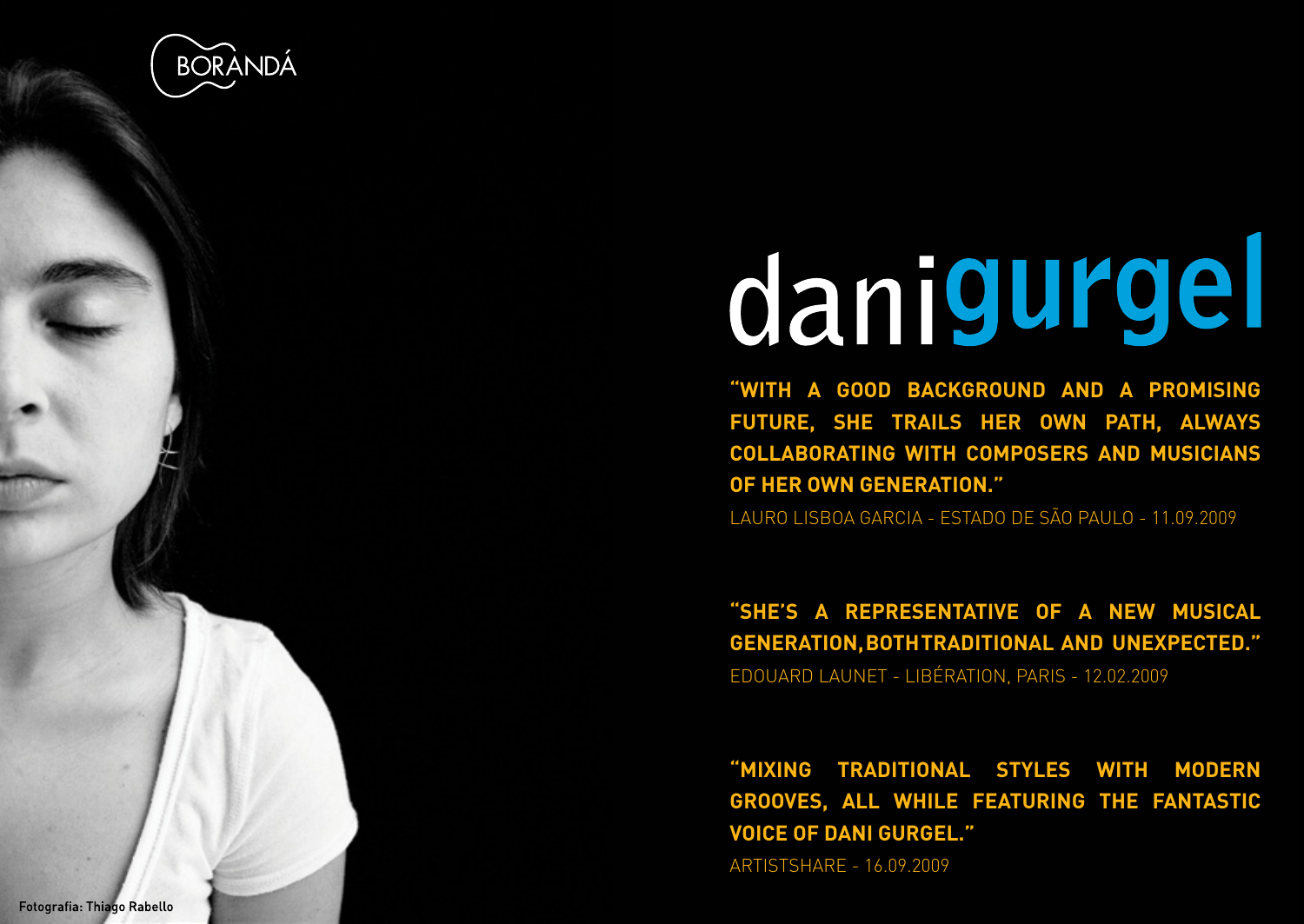BORANDÁ

# dani**gurgel**

**"WITH A GOOD BACKGROUND AND A PROMISING FUTURE, SHE TRAILS HER OWN PATH, ALWAYS COLLABORATING WITH COMPOSERS AND MUSICIANS OF HER OWN GENERATION."**

LAURO LISBOA GARCIA - ESTADO DE SÃO PAULO - 11.09.2009

**"SHE'S A REPRESENTATIVE OF A NEW MUSICAL GENERATION, BOTH TRADITIONAL AND UNEXPECTED."**

EDOUARD LAUNET - LIBÉRATION, PARIS - 12.02.2009

**"MIXING TRADITIONAL STYLES WITH MODERN GROOVES, ALL WHILE FEATURING THE FANTASTIC VOICE OF DANI GURGEL."**

ARTISTSHARE - 16.09.2009

Fotografia: Thiago Rabello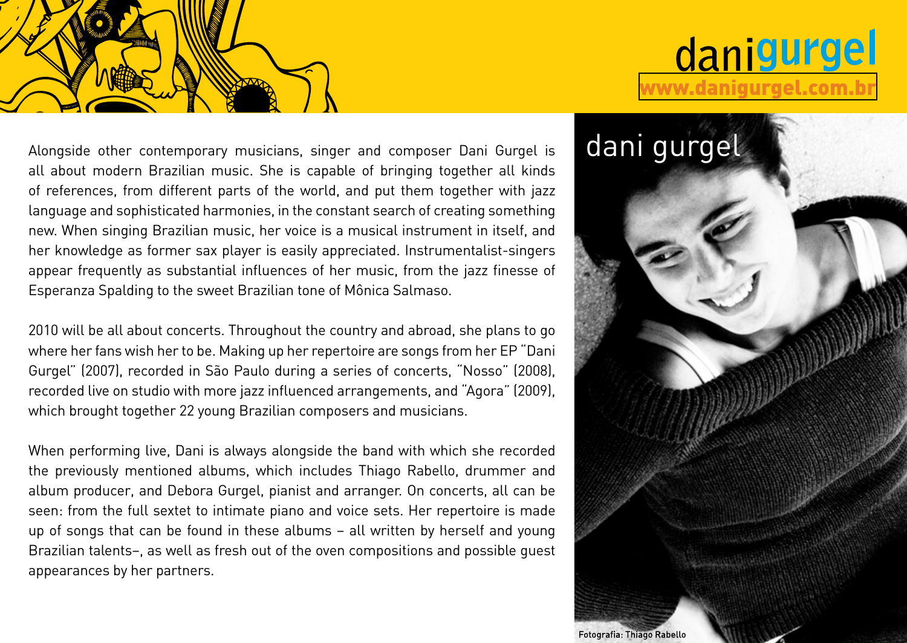# dani gurgel

www.danigurgel.com.br

## dani gurgel

Alongside other contemporary musicians, singer and composer Dani Gurgel is all about modern Brazilian music. She is capable of bringing together all kinds of references, from different parts of the world, and put them together with jazz language and sophisticated harmonies, in the constant search of creating something new. When singing Brazilian music, her voice is a musical instrument in itself, and her knowledge as former sax player is easily appreciated. Instrumentalist-singers appear frequently as substantial influences of her music, from the jazz finesse of Esperanza Spalding to the sweet Brazilian tone of Mônica Salmaso.

2010 will be all about concerts. Throughout the country and abroad, she plans to go where her fans wish her to be. Making up her repertoire are songs from her EP "Dani Gurgel" (2007), recorded in São Paulo during a series of concerts, "Nosso" (2008), recorded live on studio with more jazz influenced arrangements, and "Agora" (2009), which brought together 22 young Brazilian composers and musicians.

When performing live, Dani is always alongside the band with which she recorded the previously mentioned albums, which includes Thiago Rabello, drummer and album producer, and Debora Gurgel, pianist and arranger. On concerts, all can be seen: from the full sextet to intimate piano and voice sets. Her repertoire is made up of songs that can be found in these albums – all written by herself and young Brazilian talents–, as well as fresh out of the oven compositions and possible guest appearances by her partners.

Fotografia: Thiago Rabello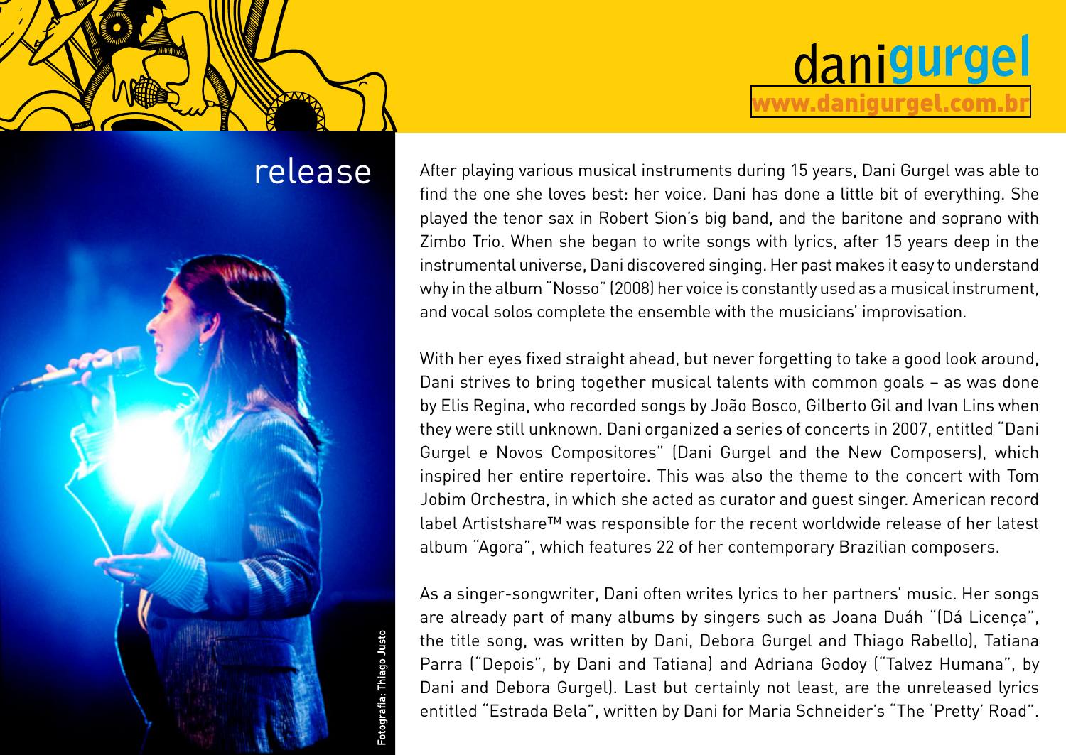dani**gurgel**

www.danigurgel.com.br

# release

Fotografia: Thiago Justo

After playing various musical instruments during 15 years, Dani Gurgel was able to find the one she loves best: her voice. Dani has done a little bit of everything. She played the tenor sax in Robert Sion's big band, and the baritone and soprano with Zimbo Trio. When she began to write songs with lyrics, after 15 years deep in the instrumental universe, Dani discovered singing. Her past makes it easy to understand why in the album "Nosso" (2008) her voice is constantly used as a musical instrument, and vocal solos complete the ensemble with the musicians' improvisation.

With her eyes fixed straight ahead, but never forgetting to take a good look around, Dani strives to bring together musical talents with common goals – as was done by Elis Regina, who recorded songs by João Bosco, Gilberto Gil and Ivan Lins when they were still unknown. Dani organized a series of concerts in 2007, entitled "Dani Gurgel e Novos Compositores" (Dani Gurgel and the New Composers), which inspired her entire repertoire. This was also the theme to the concert with Tom Jobim Orchestra, in which she acted as curator and guest singer. American record label Artistshare™ was responsible for the recent worldwide release of her latest album "Agora", which features 22 of her contemporary Brazilian composers.

As a singer-songwriter, Dani often writes lyrics to her partners' music. Her songs are already part of many albums by singers such as Joana Duáh "(Dá Licença", the title song, was written by Dani, Debora Gurgel and Thiago Rabello), Tatiana Parra ("Depois", by Dani and Tatiana) and Adriana Godoy ("Talvez Humana", by Dani and Debora Gurgel). Last but certainly not least, are the unreleased lyrics entitled "Estrada Bela", written by Dani for Maria Schneider's "The 'Pretty' Road".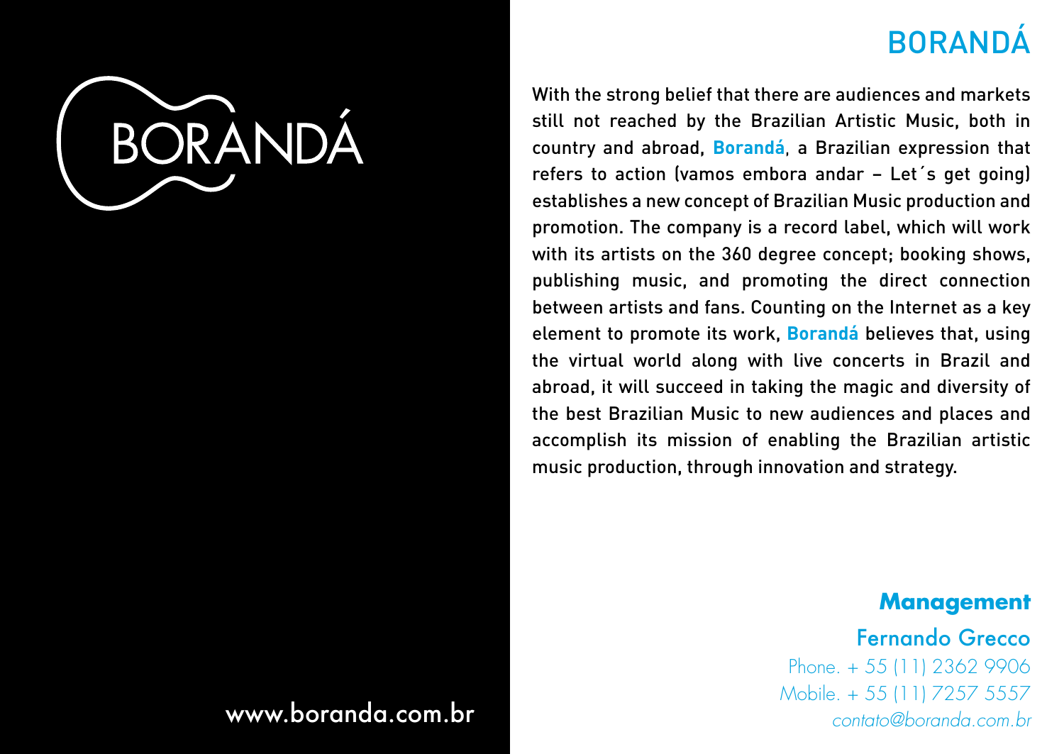BORANDÁ

www.boranda.com.br

# BORANDÁ

With the strong belief that there are audiences and markets still not reached by the Brazilian Artistic Music, both in country and abroad, **Borandá**, a Brazilian expression that refers to action (vamos embora andar – Let´s get going) establishes a new concept of Brazilian Music production and promotion. The company is a record label, which will work with its artists on the 360 degree concept; booking shows, publishing music, and promoting the direct connection between artists and fans. Counting on the Internet as a key element to promote its work, **Borandá** believes that, using the virtual world along with live concerts in Brazil and abroad, it will succeed in taking the magic and diversity of the best Brazilian Music to new audiences and places and accomplish its mission of enabling the Brazilian artistic music production, through innovation and strategy.

**Management**

Fernando Grecco
Phone. + 55 (11) 2362 9906
Mobile. + 55 (11) 7257 5557
*contato@boranda.com.br*